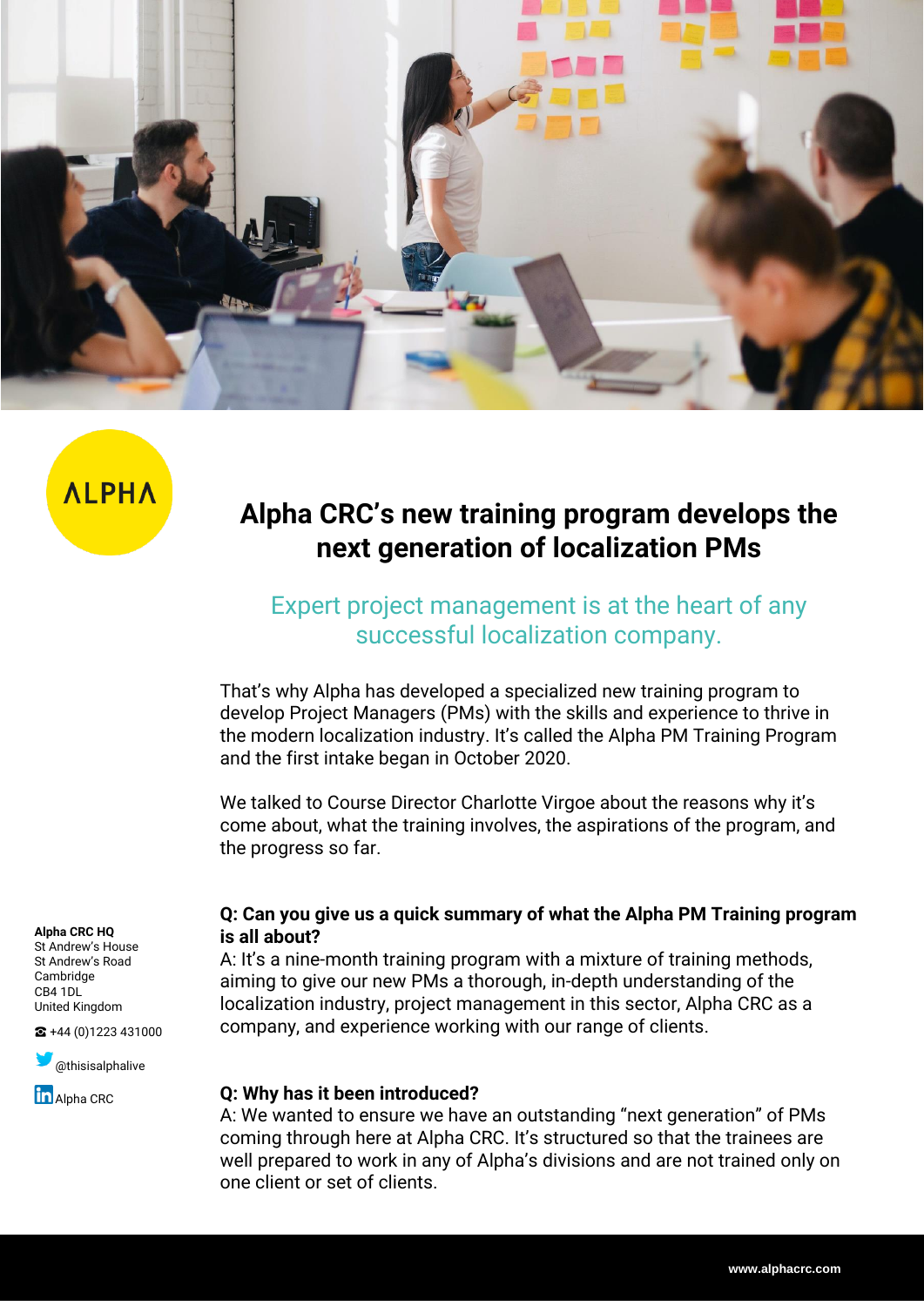ALPHA

# Alpha CRC's new training program develops the next generation of localization PMs

## Expert project management is at the heart of any successful localization company.

That's why Alpha has developed a specialized new training program to develop Project Managers (PMs) with the skills and experience to thrive in the modern localization industry. It's called the Alpha PM Training Program and the first intake began in October 2020.

We talked to Course Director Charlotte Virgoe about the reasons why it's come about, what the training involves, the aspirations of the program, and the progress so far.

**Q: Can you give us a quick summary of what the Alpha PM Training program is all about?**

A: It's a nine-month training program with a mixture of training methods, aiming to give our new PMs a thorough, in-depth understanding of the localization industry, project management in this sector, Alpha CRC as a company, and experience working with our range of clients.

**Q: Why has it been introduced?**

A: We wanted to ensure we have an outstanding "next generation" of PMs coming through here at Alpha CRC. It's structured so that the trainees are well prepared to work in any of Alpha's divisions and are not trained only on one client or set of clients.

**Alpha CRC HQ**
St Andrew's House
St Andrew's Road
Cambridge
CB4 1DL
United Kingdom

☎ +44 (0)1223 431000

@thisisalphalive

Alpha CRC

www.alphacrc.com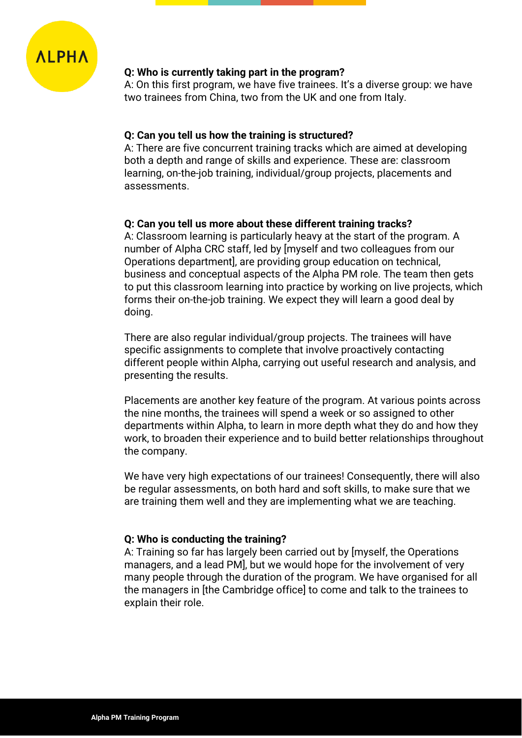**Q: Who is currently taking part in the program?**
A: On this first program, we have five trainees. It's a diverse group: we have two trainees from China, two from the UK and one from Italy.

**Q: Can you tell us how the training is structured?**
A: There are five concurrent training tracks which are aimed at developing both a depth and range of skills and experience. These are: classroom learning, on-the-job training, individual/group projects, placements and assessments.

**Q: Can you tell us more about these different training tracks?**
A: Classroom learning is particularly heavy at the start of the program. A number of Alpha CRC staff, led by [myself and two colleagues from our Operations department], are providing group education on technical, business and conceptual aspects of the Alpha PM role. The team then gets to put this classroom learning into practice by working on live projects, which forms their on-the-job training. We expect they will learn a good deal by doing.

There are also regular individual/group projects. The trainees will have specific assignments to complete that involve proactively contacting different people within Alpha, carrying out useful research and analysis, and presenting the results.

Placements are another key feature of the program. At various points across the nine months, the trainees will spend a week or so assigned to other departments within Alpha, to learn in more depth what they do and how they work, to broaden their experience and to build better relationships throughout the company.

We have very high expectations of our trainees! Consequently, there will also be regular assessments, on both hard and soft skills, to make sure that we are training them well and they are implementing what we are teaching.

**Q: Who is conducting the training?**
A: Training so far has largely been carried out by [myself, the Operations managers, and a lead PM], but we would hope for the involvement of very many people through the duration of the program. We have organised for all the managers in [the Cambridge office] to come and talk to the trainees to explain their role.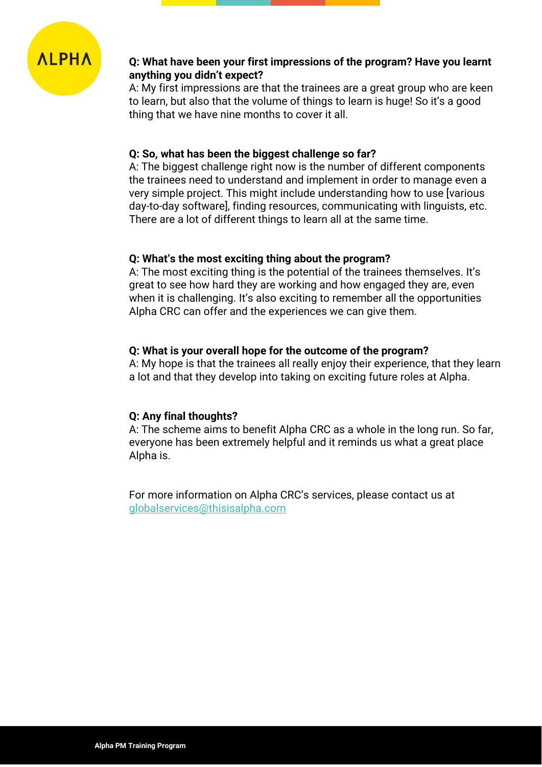**Q: What have been your first impressions of the program? Have you learnt anything you didn't expect?**
A: My first impressions are that the trainees are a great group who are keen to learn, but also that the volume of things to learn is huge! So it's a good thing that we have nine months to cover it all.

**Q: So, what has been the biggest challenge so far?**
A: The biggest challenge right now is the number of different components the trainees need to understand and implement in order to manage even a very simple project. This might include understanding how to use [various day-to-day software], finding resources, communicating with linguists, etc. There are a lot of different things to learn all at the same time.

**Q: What's the most exciting thing about the program?**
A: The most exciting thing is the potential of the trainees themselves. It's great to see how hard they are working and how engaged they are, even when it is challenging. It's also exciting to remember all the opportunities Alpha CRC can offer and the experiences we can give them.

**Q: What is your overall hope for the outcome of the program?**
A: My hope is that the trainees all really enjoy their experience, that they learn a lot and that they develop into taking on exciting future roles at Alpha.

**Q: Any final thoughts?**
A: The scheme aims to benefit Alpha CRC as a whole in the long run. So far, everyone has been extremely helpful and it reminds us what a great place Alpha is.

For more information on Alpha CRC's services, please contact us at globalservices@thisisalpha.com